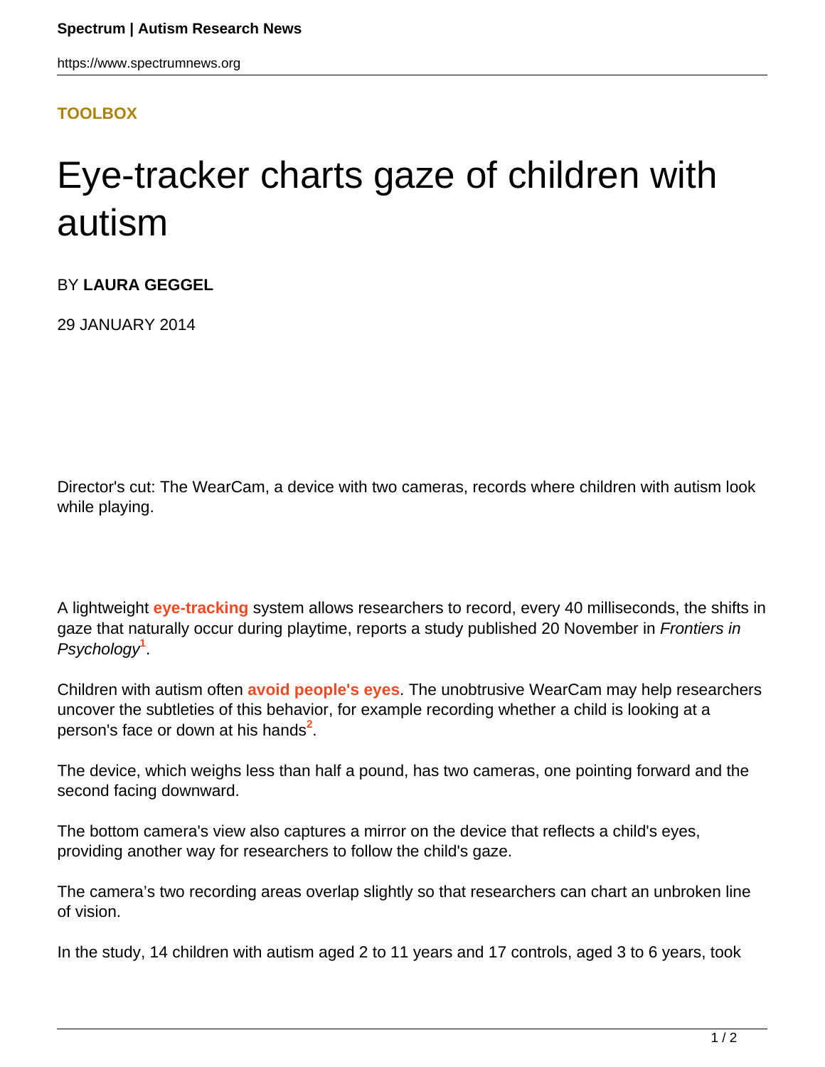**TOOLBOX**

# Eye-tracker charts gaze of children with autism

BY **LAURA GEGGEL**

29 JANUARY 2014

Director's cut: The WearCam, a device with two cameras, records where children with autism look while playing.

A lightweight **eye-tracking** system allows researchers to record, every 40 milliseconds, the shifts in gaze that naturally occur during playtime, reports a study published 20 November in *Frontiers in Psychology*[1].

Children with autism often **avoid people's eyes**. The unobtrusive WearCam may help researchers uncover the subtleties of this behavior, for example recording whether a child is looking at a person's face or down at his hands[2].

The device, which weighs less than half a pound, has two cameras, one pointing forward and the second facing downward.

The bottom camera's view also captures a mirror on the device that reflects a child's eyes, providing another way for researchers to follow the child's gaze.

The camera's two recording areas overlap slightly so that researchers can chart an unbroken line of vision.

In the study, 14 children with autism aged 2 to 11 years and 17 controls, aged 3 to 6 years, took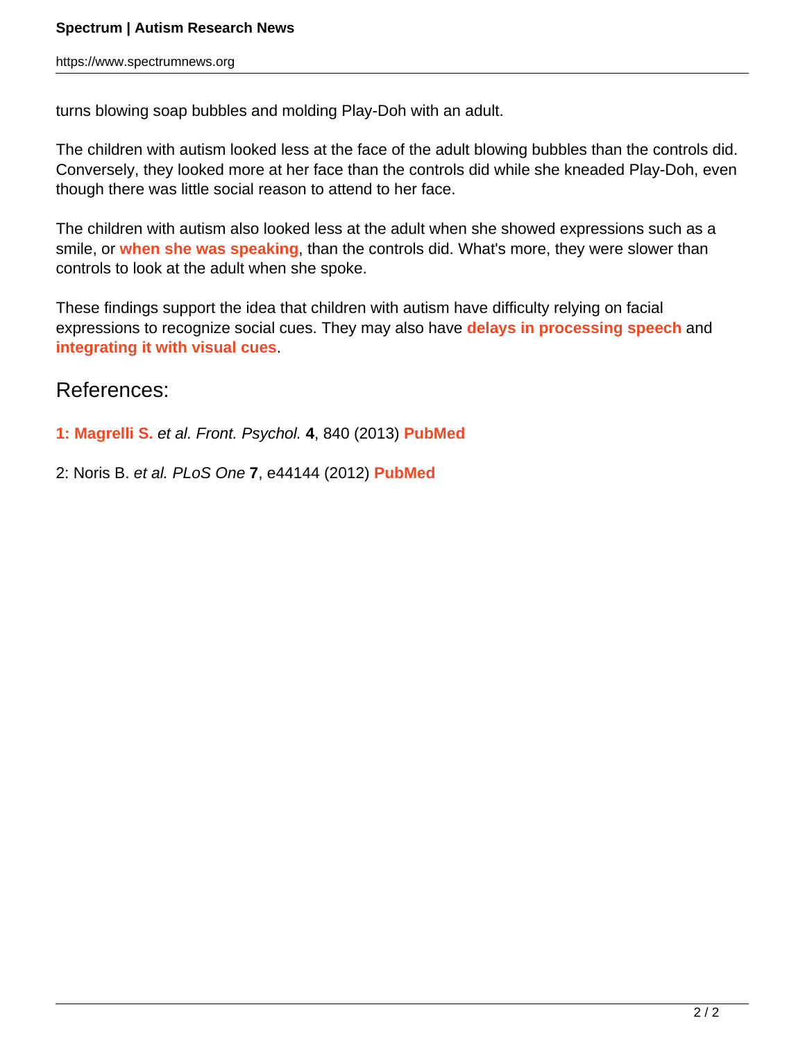turns blowing soap bubbles and molding Play-Doh with an adult.

The children with autism looked less at the face of the adult blowing bubbles than the controls did. Conversely, they looked more at her face than the controls did while she kneaded Play-Doh, even though there was little social reason to attend to her face.

The children with autism also looked less at the adult when she showed expressions such as a smile, or **when she was speaking**, than the controls did. What's more, they were slower than controls to look at the adult when she spoke.

These findings support the idea that children with autism have difficulty relying on facial expressions to recognize social cues. They may also have **delays in processing speech** and **integrating it with visual cues**.

## References:

**1: Magrelli S.** *et al. Front. Psychol.* **4**, 840 (2013) **PubMed**

2: Noris B. *et al. PLoS One* **7**, e44144 (2012) **PubMed**